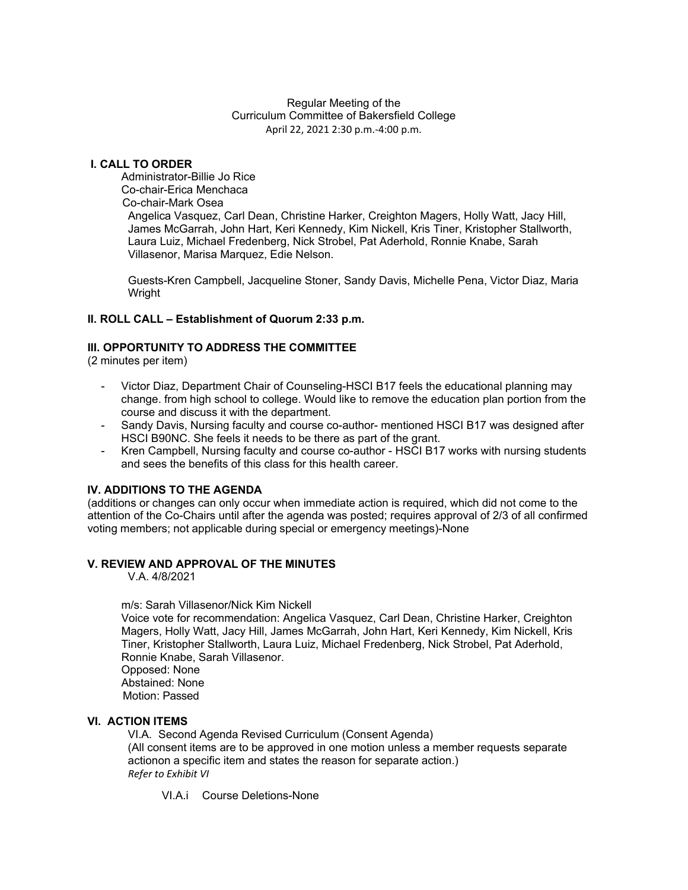Regular Meeting of the
Curriculum Committee of Bakersfield College
April 22, 2021 2:30 p.m.-4:00 p.m.

## I. CALL TO ORDER

Administrator-Billie Jo Rice
Co-chair-Erica Menchaca
Co-chair-Mark Osea
Angelica Vasquez, Carl Dean, Christine Harker, Creighton Magers, Holly Watt, Jacy Hill, James McGarrah, John Hart, Keri Kennedy, Kim Nickell, Kris Tiner, Kristopher Stallworth, Laura Luiz, Michael Fredenberg, Nick Strobel, Pat Aderhold, Ronnie Knabe, Sarah Villasenor, Marisa Marquez, Edie Nelson.

Guests-Kren Campbell, Jacqueline Stoner, Sandy Davis, Michelle Pena, Victor Diaz, Maria Wright

## II. ROLL CALL – Establishment of Quorum 2:33 p.m.

## III. OPPORTUNITY TO ADDRESS THE COMMITTEE

(2 minutes per item)

- Victor Diaz, Department Chair of Counseling-HSCI B17 feels the educational planning may change. from high school to college. Would like to remove the education plan portion from the course and discuss it with the department.
- Sandy Davis, Nursing faculty and course co-author- mentioned HSCI B17 was designed after HSCI B90NC. She feels it needs to be there as part of the grant.
- Kren Campbell, Nursing faculty and course co-author - HSCI B17 works with nursing students and sees the benefits of this class for this health career.

## IV. ADDITIONS TO THE AGENDA

(additions or changes can only occur when immediate action is required, which did not come to the attention of the Co-Chairs until after the agenda was posted; requires approval of 2/3 of all confirmed voting members; not applicable during special or emergency meetings)-None

## V. REVIEW AND APPROVAL OF THE MINUTES

V.A. 4/8/2021

m/s: Sarah Villasenor/Nick Kim Nickell
Voice vote for recommendation: Angelica Vasquez, Carl Dean, Christine Harker, Creighton Magers, Holly Watt, Jacy Hill, James McGarrah, John Hart, Keri Kennedy, Kim Nickell, Kris Tiner, Kristopher Stallworth, Laura Luiz, Michael Fredenberg, Nick Strobel, Pat Aderhold, Ronnie Knabe, Sarah Villasenor.
Opposed: None
Abstained: None
Motion: Passed

## VI. ACTION ITEMS

VI.A. Second Agenda Revised Curriculum (Consent Agenda)
(All consent items are to be approved in one motion unless a member requests separate actionon a specific item and states the reason for separate action.)
*Refer to Exhibit VI*

VI.A.i Course Deletions-None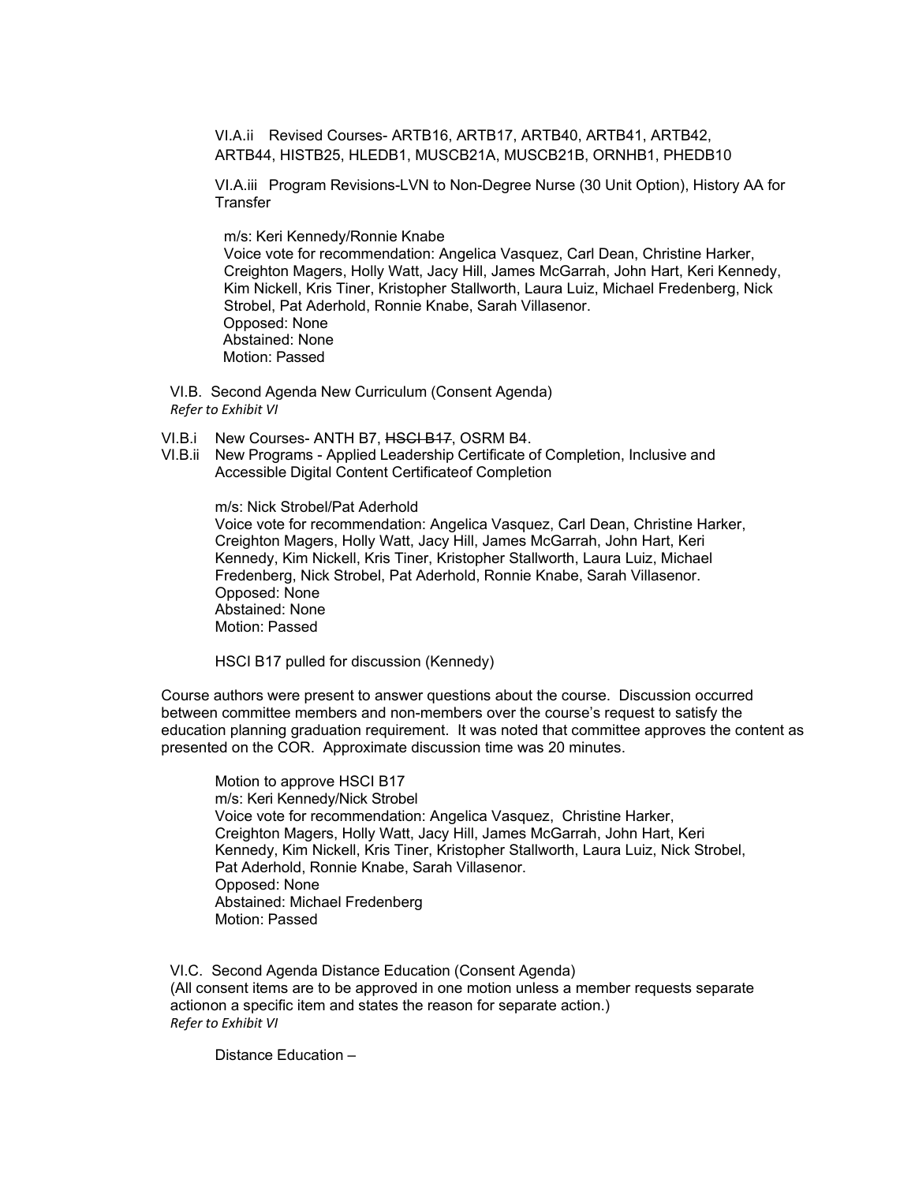VI.A.ii Revised Courses- ARTB16, ARTB17, ARTB40, ARTB41, ARTB42, ARTB44, HISTB25, HLEDB1, MUSCB21A, MUSCB21B, ORNHB1, PHEDB10

VI.A.iii Program Revisions-LVN to Non-Degree Nurse (30 Unit Option), History AA for Transfer

m/s: Keri Kennedy/Ronnie Knabe
Voice vote for recommendation: Angelica Vasquez, Carl Dean, Christine Harker, Creighton Magers, Holly Watt, Jacy Hill, James McGarrah, John Hart, Keri Kennedy, Kim Nickell, Kris Tiner, Kristopher Stallworth, Laura Luiz, Michael Fredenberg, Nick Strobel, Pat Aderhold, Ronnie Knabe, Sarah Villasenor.
Opposed: None
Abstained: None
Motion: Passed

VI.B. Second Agenda New Curriculum (Consent Agenda)
*Refer to Exhibit VI*

VI.B.i New Courses- ANTH B7, ~~HSCI B17~~, OSRM B4.
VI.B.ii New Programs - Applied Leadership Certificate of Completion, Inclusive and Accessible Digital Content Certificateof Completion

m/s: Nick Strobel/Pat Aderhold
Voice vote for recommendation: Angelica Vasquez, Carl Dean, Christine Harker, Creighton Magers, Holly Watt, Jacy Hill, James McGarrah, John Hart, Keri Kennedy, Kim Nickell, Kris Tiner, Kristopher Stallworth, Laura Luiz, Michael Fredenberg, Nick Strobel, Pat Aderhold, Ronnie Knabe, Sarah Villasenor.
Opposed: None
Abstained: None
Motion: Passed

HSCI B17 pulled for discussion (Kennedy)

Course authors were present to answer questions about the course. Discussion occurred between committee members and non-members over the course's request to satisfy the education planning graduation requirement. It was noted that committee approves the content as presented on the COR. Approximate discussion time was 20 minutes.

Motion to approve HSCI B17
m/s: Keri Kennedy/Nick Strobel
Voice vote for recommendation: Angelica Vasquez, Christine Harker, Creighton Magers, Holly Watt, Jacy Hill, James McGarrah, John Hart, Keri Kennedy, Kim Nickell, Kris Tiner, Kristopher Stallworth, Laura Luiz, Nick Strobel, Pat Aderhold, Ronnie Knabe, Sarah Villasenor.
Opposed: None
Abstained: Michael Fredenberg
Motion: Passed

VI.C. Second Agenda Distance Education (Consent Agenda)
(All consent items are to be approved in one motion unless a member requests separate actionon a specific item and states the reason for separate action.)
*Refer to Exhibit VI*

Distance Education –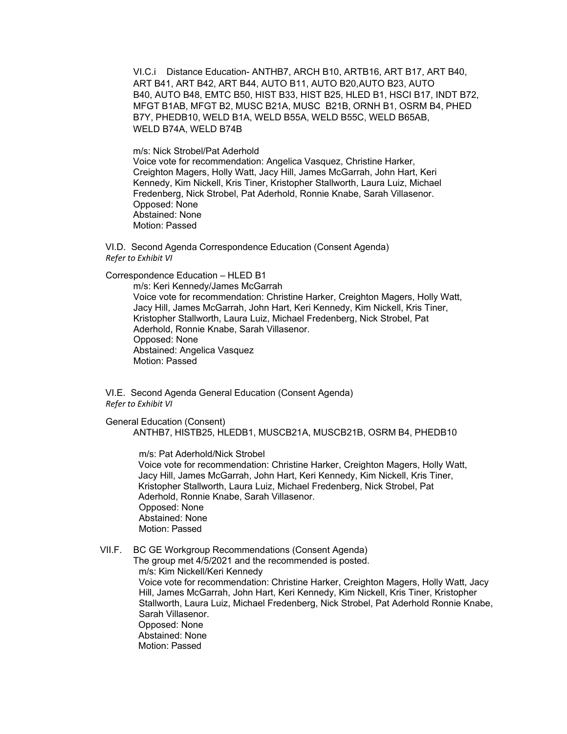VI.C.i Distance Education- ANTHB7, ARCH B10, ARTB16, ART B17, ART B40, ART B41, ART B42, ART B44, AUTO B11, AUTO B20,AUTO B23, AUTO B40, AUTO B48, EMTC B50, HIST B33, HIST B25, HLED B1, HSCI B17, INDT B72, MFGT B1AB, MFGT B2, MUSC B21A, MUSC B21B, ORNH B1, OSRM B4, PHED B7Y, PHEDB10, WELD B1A, WELD B55A, WELD B55C, WELD B65AB, WELD B74A, WELD B74B

m/s: Nick Strobel/Pat Aderhold
Voice vote for recommendation: Angelica Vasquez, Christine Harker, Creighton Magers, Holly Watt, Jacy Hill, James McGarrah, John Hart, Keri Kennedy, Kim Nickell, Kris Tiner, Kristopher Stallworth, Laura Luiz, Michael Fredenberg, Nick Strobel, Pat Aderhold, Ronnie Knabe, Sarah Villasenor.
Opposed: None
Abstained: None
Motion: Passed

VI.D. Second Agenda Correspondence Education (Consent Agenda)
*Refer to Exhibit VI*

Correspondence Education – HLED B1

m/s: Keri Kennedy/James McGarrah
Voice vote for recommendation: Christine Harker, Creighton Magers, Holly Watt, Jacy Hill, James McGarrah, John Hart, Keri Kennedy, Kim Nickell, Kris Tiner, Kristopher Stallworth, Laura Luiz, Michael Fredenberg, Nick Strobel, Pat Aderhold, Ronnie Knabe, Sarah Villasenor.
Opposed: None
Abstained: Angelica Vasquez
Motion: Passed

VI.E. Second Agenda General Education (Consent Agenda)
*Refer to Exhibit VI*

General Education (Consent)
ANTHB7, HISTB25, HLEDB1, MUSCB21A, MUSCB21B, OSRM B4, PHEDB10

m/s: Pat Aderhold/Nick Strobel
Voice vote for recommendation: Christine Harker, Creighton Magers, Holly Watt, Jacy Hill, James McGarrah, John Hart, Keri Kennedy, Kim Nickell, Kris Tiner, Kristopher Stallworth, Laura Luiz, Michael Fredenberg, Nick Strobel, Pat Aderhold, Ronnie Knabe, Sarah Villasenor.
Opposed: None
Abstained: None
Motion: Passed

VII.F. BC GE Workgroup Recommendations (Consent Agenda)
The group met 4/5/2021 and the recommended is posted.
m/s: Kim Nickell/Keri Kennedy
Voice vote for recommendation: Christine Harker, Creighton Magers, Holly Watt, Jacy Hill, James McGarrah, John Hart, Keri Kennedy, Kim Nickell, Kris Tiner, Kristopher Stallworth, Laura Luiz, Michael Fredenberg, Nick Strobel, Pat Aderhold Ronnie Knabe, Sarah Villasenor.
Opposed: None
Abstained: None
Motion: Passed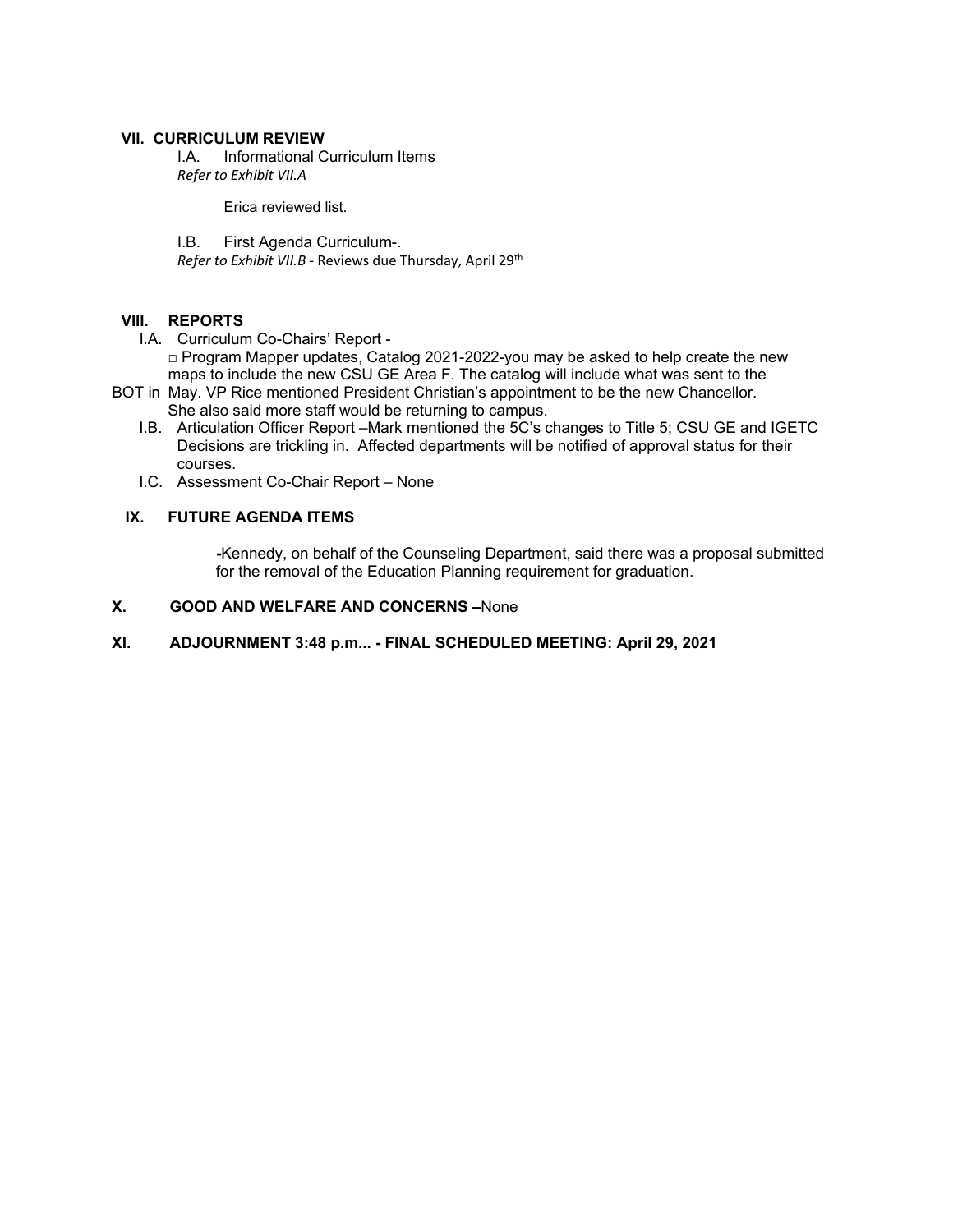**VII. CURRICULUM REVIEW**

I.A. Informational Curriculum Items
*Refer to Exhibit VII.A*

Erica reviewed list.

I.B. First Agenda Curriculum-.
*Refer to Exhibit VII.B* - Reviews due Thursday, April 29th

**VIII. REPORTS**

I.A. Curriculum Co-Chairs' Report -
□ Program Mapper updates, Catalog 2021-2022-you may be asked to help create the new maps to include the new CSU GE Area F. The catalog will include what was sent to the BOT in May. VP Rice mentioned President Christian's appointment to be the new Chancellor. She also said more staff would be returning to campus.

I.B. Articulation Officer Report –Mark mentioned the 5C's changes to Title 5; CSU GE and IGETC Decisions are trickling in. Affected departments will be notified of approval status for their courses.

I.C. Assessment Co-Chair Report – None

**IX. FUTURE AGENDA ITEMS**

-Kennedy, on behalf of the Counseling Department, said there was a proposal submitted for the removal of the Education Planning requirement for graduation.

**X. GOOD AND WELFARE AND CONCERNS –**None

**XI. ADJOURNMENT 3:48 p.m... - FINAL SCHEDULED MEETING: April 29, 2021**